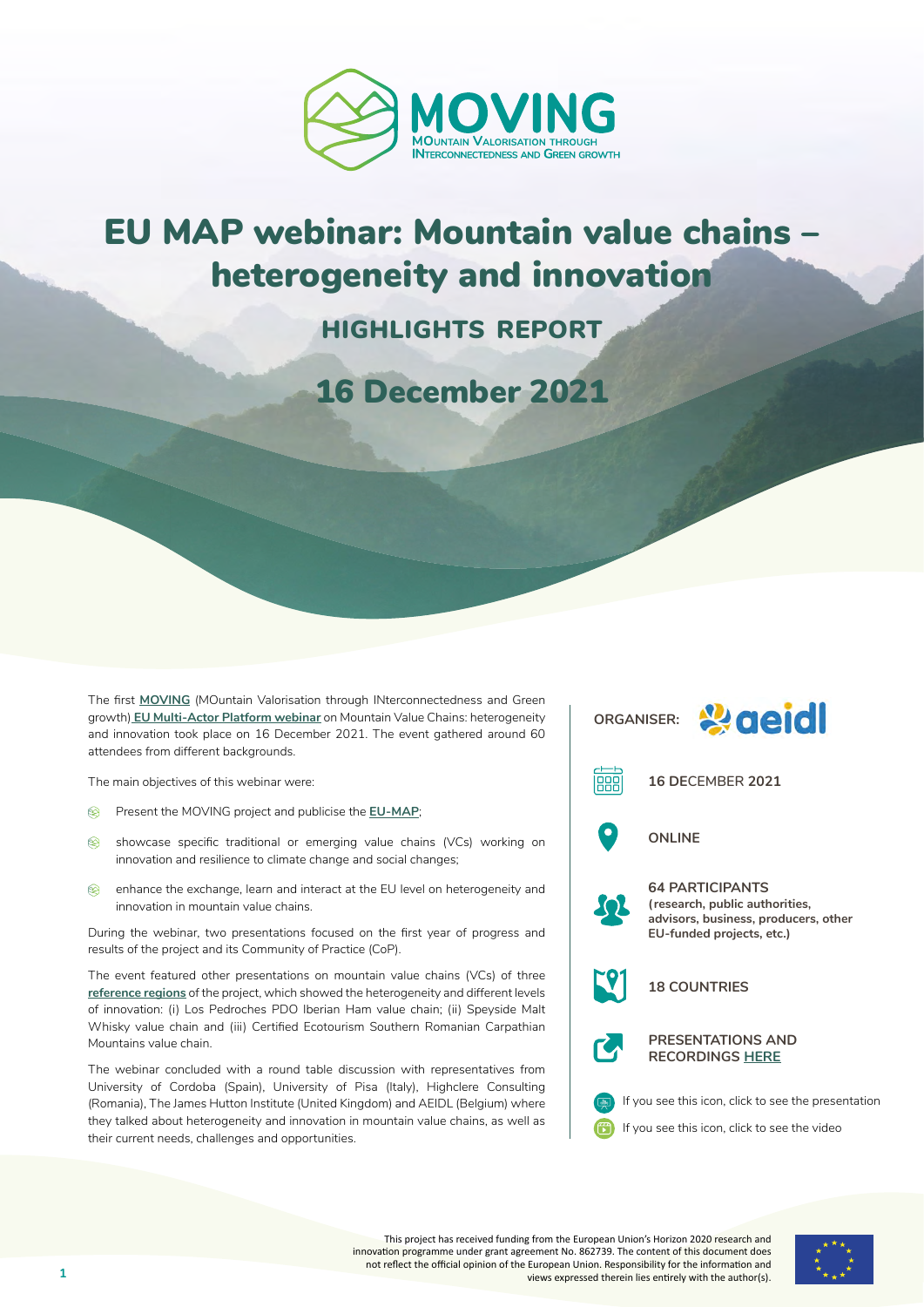MOVING

MOuntain Valorisation through INterconnectedness and Green growth

# EU MAP webinar: Mountain value chains – heterogeneity and innovation

## HIGHLIGHTS REPORT

## 16 December 2021

The first **MOVING** (MOuntain Valorisation through INterconnectedness and Green growth) **EU Multi-Actor Platform webinar** on Mountain Value Chains: heterogeneity and innovation took place on 16 December 2021. The event gathered around 60 attendees from different backgrounds.

The main objectives of this webinar were:

- Present the MOVING project and publicise the **EU-MAP**;
- showcase specific traditional or emerging value chains (VCs) working on innovation and resilience to climate change and social changes;
- enhance the exchange, learn and interact at the EU level on heterogeneity and innovation in mountain value chains.

During the webinar, two presentations focused on the first year of progress and results of the project and its Community of Practice (CoP).

The event featured other presentations on mountain value chains (VCs) of three **reference regions** of the project, which showed the heterogeneity and different levels of innovation: (i) Los Pedroches PDO Iberian Ham value chain; (ii) Speyside Malt Whisky value chain and (iii) Certified Ecotourism Southern Romanian Carpathian Mountains value chain.

The webinar concluded with a round table discussion with representatives from University of Cordoba (Spain), University of Pisa (Italy), Highclere Consulting (Romania), The James Hutton Institute (United Kingdom) and AEIDL (Belgium) where they talked about heterogeneity and innovation in mountain value chains, as well as their current needs, challenges and opportunities.

**ORGANISER:** aeidl

**16 DECEMBER 2021**

**ONLINE**

**64 PARTICIPANTS**
**(research, public authorities, advisors, business, producers, other EU-funded projects, etc.)**

**18 COUNTRIES**

**PRESENTATIONS AND RECORDINGS HERE**

If you see this icon, click to see the presentation

If you see this icon, click to see the video

This project has received funding from the European Union's Horizon 2020 research and innovation programme under grant agreement No. 862739. The content of this document does not reflect the official opinion of the European Union. Responsibility for the information and views expressed therein lies entirely with the author(s).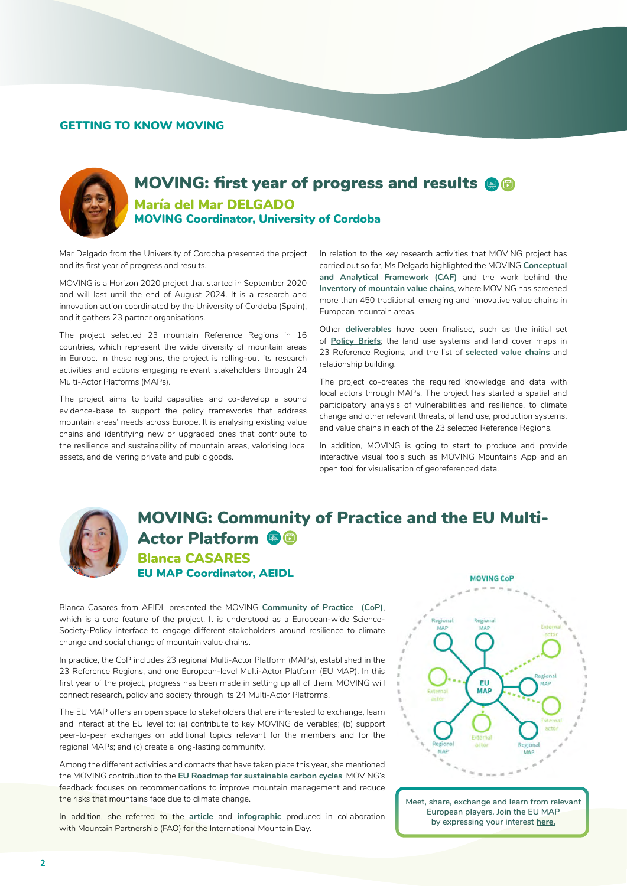## GETTING TO KNOW MOVING

# MOVING: first year of progress and results

### María del Mar DELGADO

### MOVING Coordinator, University of Cordoba

Mar Delgado from the University of Cordoba presented the project and its first year of progress and results.

MOVING is a Horizon 2020 project that started in September 2020 and will last until the end of August 2024. It is a research and innovation action coordinated by the University of Cordoba (Spain), and it gathers 23 partner organisations.

The project selected 23 mountain Reference Regions in 16 countries, which represent the wide diversity of mountain areas in Europe. In these regions, the project is rolling-out its research activities and actions engaging relevant stakeholders through 24 Multi-Actor Platforms (MAPs).

The project aims to build capacities and co-develop a sound evidence-base to support the policy frameworks that address mountain areas' needs across Europe. It is analysing existing value chains and identifying new or upgraded ones that contribute to the resilience and sustainability of mountain areas, valorising local assets, and delivering private and public goods.

In relation to the key research activities that MOVING project has carried out so far, Ms Delgado highlighted the MOVING **Conceptual and Analytical Framework (CAF)** and the work behind the **Inventory of mountain value chains**, where MOVING has screened more than 450 traditional, emerging and innovative value chains in European mountain areas.

Other **deliverables** have been finalised, such as the initial set of **Policy Briefs**; the land use systems and land cover maps in 23 Reference Regions, and the list of **selected value chains** and relationship building.

The project co-creates the required knowledge and data with local actors through MAPs. The project has started a spatial and participatory analysis of vulnerabilities and resilience, to climate change and other relevant threats, of land use, production systems, and value chains in each of the 23 selected Reference Regions.

In addition, MOVING is going to start to produce and provide interactive visual tools such as MOVING Mountains App and an open tool for visualisation of georeferenced data.

# MOVING: Community of Practice and the EU Multi-Actor Platform

### Blanca CASARES

### EU MAP Coordinator, AEIDL

Blanca Casares from AEIDL presented the MOVING **Community of Practice (CoP)**, which is a core feature of the project. It is understood as a European-wide Science-Society-Policy interface to engage different stakeholders around resilience to climate change and social change of mountain value chains.

In practice, the CoP includes 23 regional Multi-Actor Platform (MAPs), established in the 23 Reference Regions, and one European-level Multi-Actor Platform (EU MAP). In this first year of the project, progress has been made in setting up all of them. MOVING will connect research, policy and society through its 24 Multi-Actor Platforms.

The EU MAP offers an open space to stakeholders that are interested to exchange, learn and interact at the EU level to: (a) contribute to key MOVING deliverables; (b) support peer-to-peer exchanges on additional topics relevant for the members and for the regional MAPs; and (c) create a long-lasting community.

Among the different activities and contacts that have taken place this year, she mentioned the MOVING contribution to the **EU Roadmap for sustainable carbon cycles**. MOVING's feedback focuses on recommendations to improve mountain management and reduce the risks that mountains face due to climate change.

In addition, she referred to the **article** and **infographic** produced in collaboration with Mountain Partnership (FAO) for the International Mountain Day.

MOVING CoP

Regional MAP
Regional MAP
External actor
Regional MAP
External actor
EU MAP
External actor
Regional MAP
External actor
Regional MAP

Meet, share, exchange and learn from relevant European players. Join the EU MAP by expressing your interest **here.**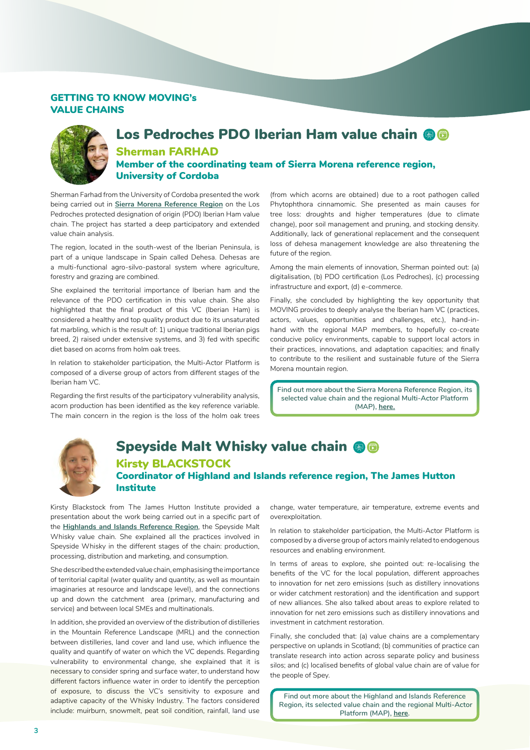**GETTING TO KNOW MOVING's VALUE CHAINS**

## Los Pedroches PDO Iberian Ham value chain

### Sherman FARHAD

#### Member of the coordinating team of Sierra Morena reference region, University of Cordoba

Sherman Farhad from the University of Cordoba presented the work being carried out in **Sierra Morena Reference Region** on the Los Pedroches protected designation of origin (PDO) Iberian Ham value chain. The project has started a deep participatory and extended value chain analysis.

The region, located in the south-west of the Iberian Peninsula, is part of a unique landscape in Spain called Dehesa. Dehesas are a multi-functional agro-silvo-pastoral system where agriculture, forestry and grazing are combined.

She explained the territorial importance of Iberian ham and the relevance of the PDO certification in this value chain. She also highlighted that the final product of this VC (Iberian Ham) is considered a healthy and top quality product due to its unsaturated fat marbling, which is the result of: 1) unique traditional Iberian pigs breed, 2) raised under extensive systems, and 3) fed with specific diet based on acorns from holm oak trees.

In relation to stakeholder participation, the Multi-Actor Platform is composed of a diverse group of actors from different stages of the Iberian ham VC.

Regarding the first results of the participatory vulnerability analysis, acorn production has been identified as the key reference variable. The main concern in the region is the loss of the holm oak trees (from which acorns are obtained) due to a root pathogen called Phytophthora cinnamomic. She presented as main causes for tree loss: droughts and higher temperatures (due to climate change), poor soil management and pruning, and stocking density. Additionally, lack of generational replacement and the consequent loss of dehesa management knowledge are also threatening the future of the region.

Among the main elements of innovation, Sherman pointed out: (a) digitalisation, (b) PDO certification (Los Pedroches), (c) processing infrastructure and export, (d) e-commerce.

Finally, she concluded by highlighting the key opportunity that MOVING provides to deeply analyse the Iberian ham VC (practices, actors, values, opportunities and challenges, etc.), hand-in-hand with the regional MAP members, to hopefully co-create conducive policy environments, capable to support local actors in their practices, innovations, and adaptation capacities; and finally to contribute to the resilient and sustainable future of the Sierra Morena mountain region.

Find out more about the Sierra Morena Reference Region, its selected value chain and the regional Multi-Actor Platform (MAP), **here.**

## Speyside Malt Whisky value chain

### Kirsty BLACKSTOCK

#### Coordinator of Highland and Islands reference region, The James Hutton Institute

Kirsty Blackstock from The James Hutton Institute provided a presentation about the work being carried out in a specific part of the **Highlands and Islands Reference Region**, the Speyside Malt Whisky value chain. She explained all the practices involved in Speyside Whisky in the different stages of the chain: production, processing, distribution and marketing, and consumption.

She described the extended value chain, emphasising the importance of territorial capital (water quality and quantity, as well as mountain imaginaries at resource and landscape level), and the connections up and down the catchment area (primary, manufacturing and service) and between local SMEs and multinationals.

In addition, she provided an overview of the distribution of distilleries in the Mountain Reference Landscape (MRL) and the connection between distilleries, land cover and land use, which influence the quality and quantify of water on which the VC depends. Regarding vulnerability to environmental change, she explained that it is necessary to consider spring and surface water, to understand how different factors influence water in order to identify the perception of exposure, to discuss the VC's sensitivity to exposure and adaptive capacity of the Whisky Industry. The factors considered include: muirburn, snowmelt, peat soil condition, rainfall, land use change, water temperature, air temperature, extreme events and overexploitation.

In relation to stakeholder participation, the Multi-Actor Platform is composed by a diverse group of actors mainly related to endogenous resources and enabling environment.

In terms of areas to explore, she pointed out: re-localising the benefits of the VC for the local population, different approaches to innovation for net zero emissions (such as distillery innovations or wider catchment restoration) and the identification and support of new alliances. She also talked about areas to explore related to innovation for net zero emissions such as distillery innovations and investment in catchment restoration.

Finally, she concluded that: (a) value chains are a complementary perspective on uplands in Scotland; (b) communities of practice can translate research into action across separate policy and business silos; and (c) localised benefits of global value chain are of value for the people of Spey.

Find out more about the Highland and Islands Reference Region, its selected value chain and the regional Multi-Actor Platform (MAP), **here**.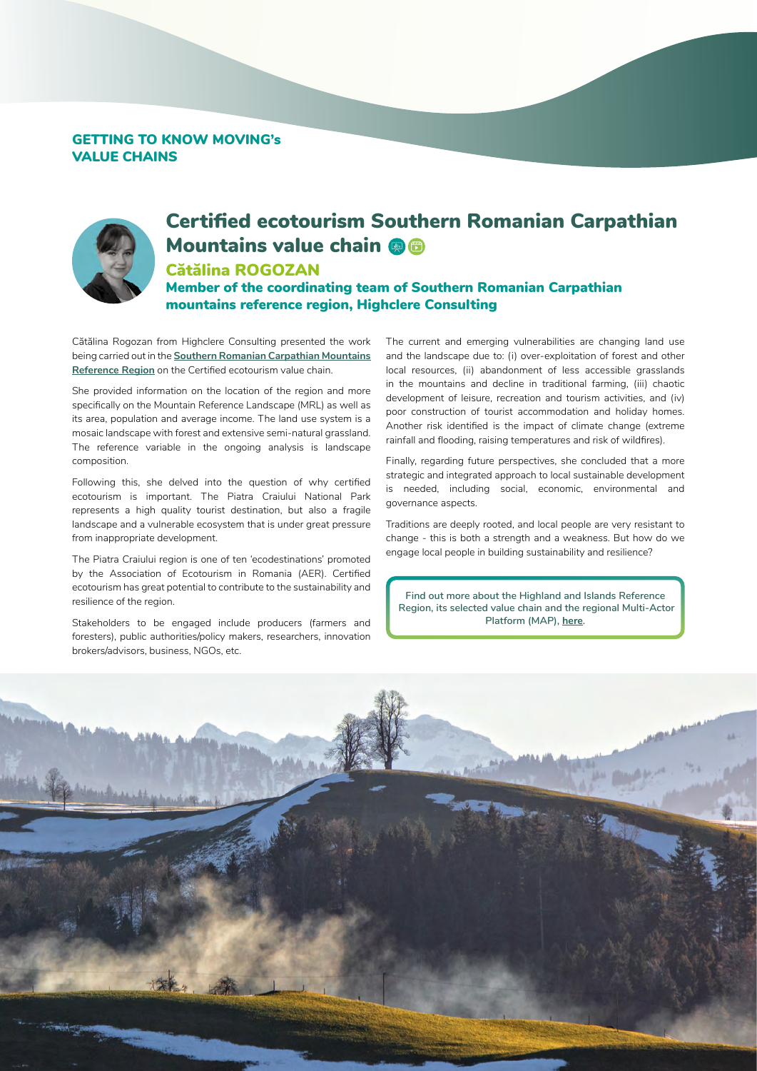**GETTING TO KNOW MOVING's VALUE CHAINS**

# Certified ecotourism Southern Romanian Carpathian Mountains value chain

## Cătălina ROGOZAN

### Member of the coordinating team of Southern Romanian Carpathian mountains reference region, Highclere Consulting

Cătălina Rogozan from Highclere Consulting presented the work being carried out in the **Southern Romanian Carpathian Mountains Reference Region** on the Certified ecotourism value chain.

She provided information on the location of the region and more specifically on the Mountain Reference Landscape (MRL) as well as its area, population and average income. The land use system is a mosaic landscape with forest and extensive semi-natural grassland. The reference variable in the ongoing analysis is landscape composition.

Following this, she delved into the question of why certified ecotourism is important. The Piatra Craiului National Park represents a high quality tourist destination, but also a fragile landscape and a vulnerable ecosystem that is under great pressure from inappropriate development.

The Piatra Craiului region is one of ten 'ecodestinations' promoted by the Association of Ecotourism in Romania (AER). Certified ecotourism has great potential to contribute to the sustainability and resilience of the region.

Stakeholders to be engaged include producers (farmers and foresters), public authorities/policy makers, researchers, innovation brokers/advisors, business, NGOs, etc.

The current and emerging vulnerabilities are changing land use and the landscape due to: (i) over-exploitation of forest and other local resources, (ii) abandonment of less accessible grasslands in the mountains and decline in traditional farming, (iii) chaotic development of leisure, recreation and tourism activities, and (iv) poor construction of tourist accommodation and holiday homes. Another risk identified is the impact of climate change (extreme rainfall and flooding, raising temperatures and risk of wildfires).

Finally, regarding future perspectives, she concluded that a more strategic and integrated approach to local sustainable development is needed, including social, economic, environmental and governance aspects.

Traditions are deeply rooted, and local people are very resistant to change - this is both a strength and a weakness. But how do we engage local people in building sustainability and resilience?

Find out more about the Highland and Islands Reference Region, its selected value chain and the regional Multi-Actor Platform (MAP), **here**.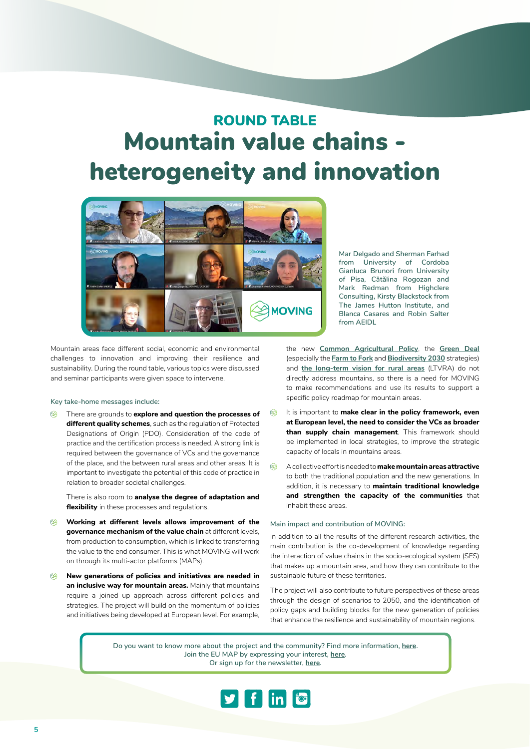## ROUND TABLE

# Mountain value chains - heterogeneity and innovation

Mar Delgado and Sherman Farhad from University of Cordoba Gianluca Brunori from University of Pisa, Cătălina Rogozan and Mark Redman from Highclere Consulting, Kirsty Blackstock from The James Hutton Institute, and Blanca Casares and Robin Salter from AEIDL

Mountain areas face different social, economic and environmental challenges to innovation and improving their resilience and sustainability. During the round table, various topics were discussed and seminar participants were given space to intervene.

Key take-home messages include:

- There are grounds to **explore and question the processes of different quality schemes**, such as the regulation of Protected Designations of Origin (PDO). Consideration of the code of practice and the certification process is needed. A strong link is required between the governance of VCs and the governance of the place, and the between rural areas and other areas. It is important to investigate the potential of this code of practice in relation to broader societal challenges.

  There is also room to **analyse the degree of adaptation and flexibility** in these processes and regulations.

- **Working at different levels allows improvement of the governance mechanism of the value chain** at different levels, from production to consumption, which is linked to transferring the value to the end consumer. This is what MOVING will work on through its multi-actor platforms (MAPs).
- **New generations of policies and initiatives are needed in an inclusive way for mountain areas.** Mainly that mountains require a joined up approach across different policies and strategies. The project will build on the momentum of policies and initiatives being developed at European level. For example, the new **Common Agricultural Policy**, the **Green Deal** (especially the **Farm to Fork** and **Biodiversity 2030** strategies) and **the long-term vision for rural areas** (LTVRA) do not directly address mountains, so there is a need for MOVING to make recommendations and use its results to support a specific policy roadmap for mountain areas.
- It is important to **make clear in the policy framework, even at European level, the need to consider the VCs as broader than supply chain management**. This framework should be implemented in local strategies, to improve the strategic capacity of locals in mountains areas.
- A collective effort is needed to **make mountain areas attractive** to both the traditional population and the new generations. In addition, it is necessary to **maintain traditional knowledge and strengthen the capacity of the communities** that inhabit these areas.

Main impact and contribution of MOVING:

In addition to all the results of the different research activities, the main contribution is the co-development of knowledge regarding the interaction of value chains in the socio-ecological system (SES) that makes up a mountain area, and how they can contribute to the sustainable future of these territories.

The project will also contribute to future perspectives of these areas through the design of scenarios to 2050, and the identification of policy gaps and building blocks for the new generation of policies that enhance the resilience and sustainability of mountain regions.

Do you want to know more about the project and the community? Find more information, here.
Join the EU MAP by expressing your interest, here.
Or sign up for the newsletter, here.